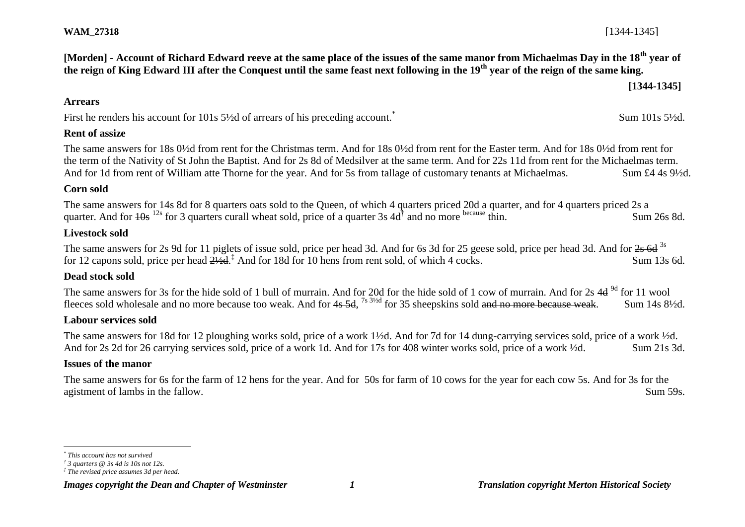**WAM_27318** [1344-1345]

**[Morden] - Account of Richard Edward reeve at the same place of the issues of the same manor from Michaelmas Day in the 18th year of the reign of King Edward III after the Conquest until the same feast next following in the 19th year of the reign of the same king.**

**[1344-1345]**

**Arrears**

First he renders his account for 101s 5½d of arrears of his preceding account.[*] Sum 101s 5½d.

**Rent of assize**

The same answers for 18s 0½d from rent for the Christmas term. And for 18s 0½d from rent for the Easter term. And for 18s 0½d from rent for the term of the Nativity of St John the Baptist. And for 2s 8d of Medsilver at the same term. And for 22s 11d from rent for the Michaelmas term. And for 1d from rent of William atte Thorne for the year. And for 5s from tallage of customary tenants at Michaelmas. Sum £4 4s 9½d.

**Corn sold**

The same answers for 14s 8d for 8 quarters oats sold to the Queen, of which 4 quarters priced 20d a quarter, and for 4 quarters priced 2s a quarter. And for ~~10s~~ 12s for 3 quarters curall wheat sold, price of a quarter 3s 4d[†] and no more because thin. Sum 26s 8d.

**Livestock sold**

The same answers for 2s 9d for 11 piglets of issue sold, price per head 3d. And for 6s 3d for 25 geese sold, price per head 3d. And for ~~2s 6d~~ 3s for 12 capons sold, price per head ~~2½d~~.[‡] And for 18d for 10 hens from rent sold, of which 4 cocks. Sum 13s 6d.

**Dead stock sold**

The same answers for 3s for the hide sold of 1 bull of murrain. And for 20d for the hide sold of 1 cow of murrain. And for 2s ~~4d~~ 9d for 11 wool fleeces sold wholesale and no more because too weak. And for ~~4s 5d~~, 7s 3½d for 35 sheepskins sold ~~and no more because weak~~. Sum 14s 8½d.

**Labour services sold**

The same answers for 18d for 12 ploughing works sold, price of a work 1½d. And for 7d for 14 dung-carrying services sold, price of a work ½d. And for 2s 2d for 26 carrying services sold, price of a work 1d. And for 17s for 408 winter works sold, price of a work ½d. Sum 21s 3d.

**Issues of the manor**

The same answers for 6s for the farm of 12 hens for the year. And for 50s for farm of 10 cows for the year for each cow 5s. And for 3s for the agistment of lambs in the fallow. Sum 59s.

---

[*] *This account has not survived*

[†] *3 quarters @ 3s 4d is 10s not 12s.*

[‡] *The revised price assumes 3d per head.*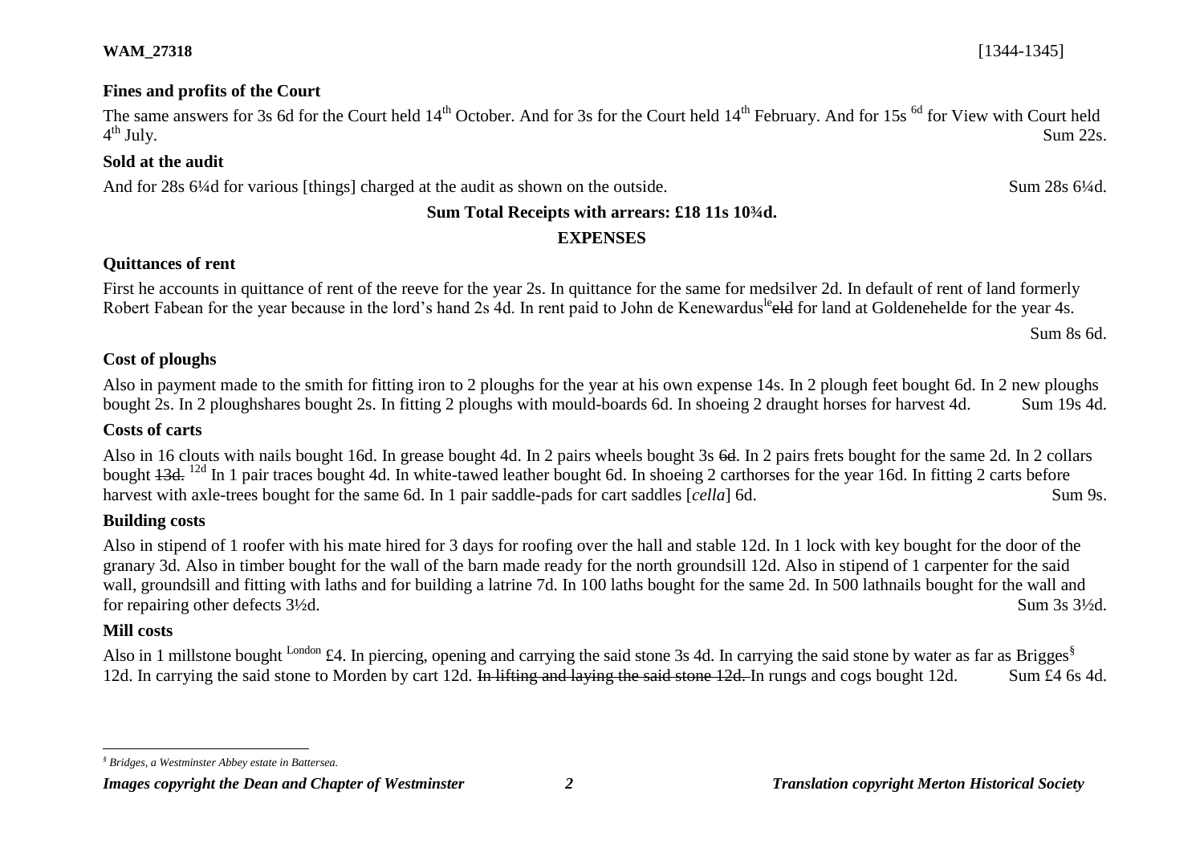### Fines and profits of the Court

The same answers for 3s 6d for the Court held 14th October. And for 3s for the Court held 14th February. And for 15s [6d] for View with Court held 4th July. Sum 22s.

### Sold at the audit

And for 28s 6¼d for various [things] charged at the audit as shown on the outside. Sum 28s 6¼d.

**Sum Total Receipts with arrears: £18 11s 10¾d.**

## EXPENSES

### Quittances of rent

First he accounts in quittance of rent of the reeve for the year 2s. In quittance for the same for medsilver 2d. In default of rent of land formerly Robert Fabean for the year because in the lord's hand 2s 4d. In rent paid to John de Kenewardus[le]~~eld~~ for land at Goldenehelde for the year 4s.

Sum 8s 6d.

### Cost of ploughs

Also in payment made to the smith for fitting iron to 2 ploughs for the year at his own expense 14s. In 2 plough feet bought 6d. In 2 new ploughs bought 2s. In 2 ploughshares bought 2s. In fitting 2 ploughs with mould-boards 6d. In shoeing 2 draught horses for harvest 4d. Sum 19s 4d.

### Costs of carts

Also in 16 clouts with nails bought 16d. In grease bought 4d. In 2 pairs wheels bought 3s ~~6d~~. In 2 pairs frets bought for the same 2d. In 2 collars bought ~~13d.~~ [12d] In 1 pair traces bought 4d. In white-tawed leather bought 6d. In shoeing 2 carthorses for the year 16d. In fitting 2 carts before harvest with axle-trees bought for the same 6d. In 1 pair saddle-pads for cart saddles [*cella*] 6d. Sum 9s.

### Building costs

Also in stipend of 1 roofer with his mate hired for 3 days for roofing over the hall and stable 12d. In 1 lock with key bought for the door of the granary 3d. Also in timber bought for the wall of the barn made ready for the north groundsill 12d. Also in stipend of 1 carpenter for the said wall, groundsill and fitting with laths and for building a latrine 7d. In 100 laths bought for the same 2d. In 500 lathnails bought for the wall and for repairing other defects 3½d. Sum 3s 3½d.

### Mill costs

Also in 1 millstone bought [London] £4. In piercing, opening and carrying the said stone 3s 4d. In carrying the said stone by water as far as Brigges[§] 12d. In carrying the said stone to Morden by cart 12d. ~~In lifting and laying the said stone 12d.~~ In rungs and cogs bought 12d. Sum £4 6s 4d.

---

[§] *Bridges, a Westminster Abbey estate in Battersea.*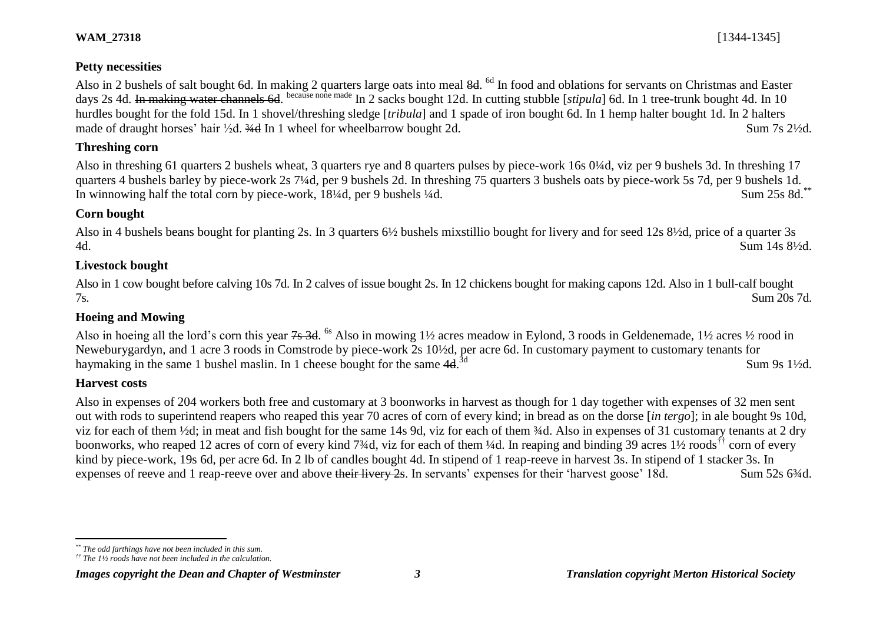**WAM_27318** [1344-1345]

**Petty necessities**

Also in 2 bushels of salt bought 6d. In making 2 quarters large oats into meal ~~8d~~. [6d] In food and oblations for servants on Christmas and Easter days 2s 4d. ~~In making water channels 6d~~. [because none made] In 2 sacks bought 12d. In cutting stubble [*stipula*] 6d. In 1 tree-trunk bought 4d. In 10 hurdles bought for the fold 15d. In 1 shovel/threshing sledge [*tribula*] and 1 spade of iron bought 6d. In 1 hemp halter bought 1d. In 2 halters made of draught horses' hair ½d. ~~¾d~~ In 1 wheel for wheelbarrow bought 2d. Sum 7s 2½d.

**Threshing corn**

Also in threshing 61 quarters 2 bushels wheat, 3 quarters rye and 8 quarters pulses by piece-work 16s 0¼d, viz per 9 bushels 3d. In threshing 17 quarters 4 bushels barley by piece-work 2s 7¼d, per 9 bushels 2d. In threshing 75 quarters 3 bushels oats by piece-work 5s 7d, per 9 bushels 1d. In winnowing half the total corn by piece-work, 18¼d, per 9 bushels ¼d. Sum 25s 8d.[**]

**Corn bought**

Also in 4 bushels beans bought for planting 2s. In 3 quarters 6½ bushels mixstillio bought for livery and for seed 12s 8½d, price of a quarter 3s 4d. Sum 14s 8½d.

**Livestock bought**

Also in 1 cow bought before calving 10s 7d. In 2 calves of issue bought 2s. In 12 chickens bought for making capons 12d. Also in 1 bull-calf bought 7s. Sum 20s 7d.

**Hoeing and Mowing**

Also in hoeing all the lord's corn this year ~~7s 3d~~. [6s] Also in mowing 1½ acres meadow in Eylond, 3 roods in Geldenemade, 1½ acres ½ rood in Neweburygardyn, and 1 acre 3 roods in Comstrode by piece-work 2s 10½d, per acre 6d. In customary payment to customary tenants for haymaking in the same 1 bushel maslin. In 1 cheese bought for the same ~~4d~~. [3d] Sum 9s 1½d.

**Harvest costs**

Also in expenses of 204 workers both free and customary at 3 boonworks in harvest as though for 1 day together with expenses of 32 men sent out with rods to superintend reapers who reaped this year 70 acres of corn of every kind; in bread as on the dorse [*in tergo*]; in ale bought 9s 10d, viz for each of them ½d; in meat and fish bought for the same 14s 9d, viz for each of them ¾d. Also in expenses of 31 customary tenants at 2 dry boonworks, who reaped 12 acres of corn of every kind 7¾d, viz for each of them ¼d. In reaping and binding 39 acres 1½ roods[††] corn of every kind by piece-work, 19s 6d, per acre 6d. In 2 lb of candles bought 4d. In stipend of 1 reap-reeve in harvest 3s. In stipend of 1 stacker 3s. In expenses of reeve and 1 reap-reeve over and above ~~their livery 2s~~. In servants' expenses for their 'harvest goose' 18d. Sum 52s 6¾d.

---

[**] *The odd farthings have not been included in this sum.*

[††] *The 1½ roods have not been included in the calculation.*

*Images copyright the Dean and Chapter of Westminster* — *Translation copyright Merton Historical Society*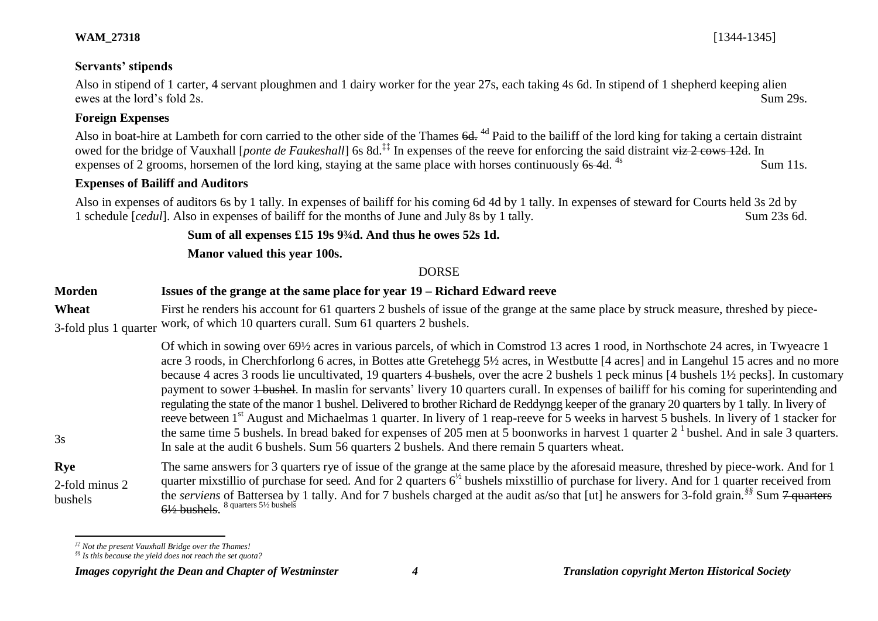**WAM_27318** [1344-1345]

### Servants' stipends

Also in stipend of 1 carter, 4 servant ploughmen and 1 dairy worker for the year 27s, each taking 4s 6d. In stipend of 1 shepherd keeping alien ewes at the lord's fold 2s. Sum 29s.

### Foreign Expenses

Also in boat-hire at Lambeth for corn carried to the other side of the Thames ~~6d.~~ 4d Paid to the bailiff of the lord king for taking a certain distraint owed for the bridge of Vauxhall [*ponte de Faukeshall*] 6s 8d.[‡‡] In expenses of the reeve for enforcing the said distraint ~~viz 2 cows 12d~~. In expenses of 2 grooms, horsemen of the lord king, staying at the same place with horses continuously ~~6s 4d~~. 4s Sum 11s.

### Expenses of Bailiff and Auditors

Also in expenses of auditors 6s by 1 tally. In expenses of bailiff for his coming 6d 4d by 1 tally. In expenses of steward for Courts held 3s 2d by 1 schedule [*cedul*]. Also in expenses of bailiff for the months of June and July 8s by 1 tally. Sum 23s 6d.

**Sum of all expenses £15 19s 9¾d. And thus he owes 52s 1d.**

**Manor valued this year 100s.**

DORSE

**Morden** — **Issues of the grange at the same place for year 19 – Richard Edward reeve**

**Wheat**
3-fold plus 1 quarter

First he renders his account for 61 quarters 2 bushels of issue of the grange at the same place by struck measure, threshed by piece-work, of which 10 quarters curall. Sum 61 quarters 2 bushels.

3s

Of which in sowing over 69½ acres in various parcels, of which in Comstrod 13 acres 1 rood, in Northschote 24 acres, in Twyeacre 1 acre 3 roods, in Cherchforlong 6 acres, in Bottes atte Gretehegg 5½ acres, in Westbutte [4 acres] and in Langehul 15 acres and no more because 4 acres 3 roods lie uncultivated, 19 quarters ~~4 bushels~~, over the acre 2 bushels 1 peck minus [4 bushels 1½ pecks]. In customary payment to sower ~~1 bushel~~. In maslin for servants' livery 10 quarters curall. In expenses of bailiff for his coming for superintending and regulating the state of the manor 1 bushel. Delivered to brother Richard de Reddyngg keeper of the granary 20 quarters by 1 tally. In livery of reeve between 1st August and Michaelmas 1 quarter. In livery of 1 reap-reeve for 5 weeks in harvest 5 bushels. In livery of 1 stacker for the same time 5 bushels. In bread baked for expenses of 205 men at 5 boonworks in harvest 1 quarter ~~2~~ 1 bushel. And in sale 3 quarters. In sale at the audit 6 bushels. Sum 56 quarters 2 bushels. And there remain 5 quarters wheat.

**Rye**
2-fold minus 2 bushels

The same answers for 3 quarters rye of issue of the grange at the same place by the aforesaid measure, threshed by piece-work. And for 1 quarter mixstillio of purchase for seed. And for 2 quarters 6½ bushels mixstillio of purchase for livery. And for 1 quarter received from the *serviens* of Battersea by 1 tally. And for 7 bushels charged at the audit as/so that [ut] he answers for 3-fold grain.[§§] Sum ~~7 quarters 6½ bushels~~. 8 quarters 5½ bushels

---

‡‡ *Not the present Vauxhall Bridge over the Thames!*

§§ *Is this because the yield does not reach the set quota?*

*Images copyright the Dean and Chapter of Westminster* — *Translation copyright Merton Historical Society*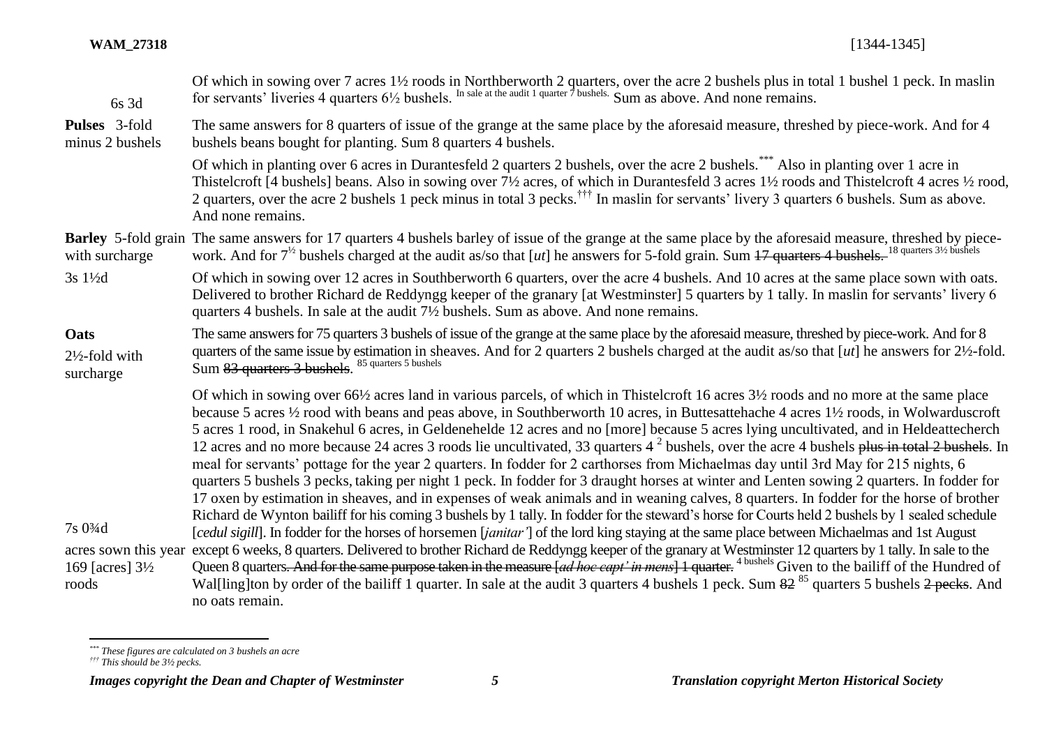| | |
|---|---|
| 6s 3d | Of which in sowing over 7 acres 1½ roods in Northberworth 2 quarters, over the acre 2 bushels plus in total 1 bushel 1 peck. In maslin for servants' liveries 4 quarters 6½ bushels. In sale at the audit 1 quarter 7 bushels. Sum as above. And none remains. |
| **Pulses** 3-fold minus 2 bushels | The same answers for 8 quarters of issue of the grange at the same place by the aforesaid measure, threshed by piece-work. And for 4 bushels beans bought for planting. Sum 8 quarters 4 bushels. |
| | Of which in planting over 6 acres in Durantesfeld 2 quarters 2 bushels, over the acre 2 bushels.[\*\*\*] Also in planting over 1 acre in Thistelcroft [4 bushels] beans. Also in sowing over 7½ acres, of which in Durantesfeld 3 acres 1½ roods and Thistelcroft 4 acres ½ rood, 2 quarters, over the acre 2 bushels 1 peck minus in total 3 pecks.[†††] In maslin for servants' livery 3 quarters 6 bushels. Sum as above. And none remains. |
| **Barley** 5-fold grain with surcharge | The same answers for 17 quarters 4 bushels barley of issue of the grange at the same place by the aforesaid measure, threshed by piece-work. And for 7½ bushels charged at the audit as/so that [*ut*] he answers for 5-fold grain. Sum ~~17 quarters 4 bushels.~~ 18 quarters 3½ bushels |
| 3s 1½d | Of which in sowing over 12 acres in Southberworth 6 quarters, over the acre 4 bushels. And 10 acres at the same place sown with oats. Delivered to brother Richard de Reddyngg keeper of the granary [at Westminster] 5 quarters by 1 tally. In maslin for servants' livery 6 quarters 4 bushels. In sale at the audit 7½ bushels. Sum as above. And none remains. |
| **Oats** 2½-fold with surcharge | The same answers for 75 quarters 3 bushels of issue of the grange at the same place by the aforesaid measure, threshed by piece-work. And for 8 quarters of the same issue by estimation in sheaves. And for 2 quarters 2 bushels charged at the audit as/so that [*ut*] he answers for 2½-fold. Sum ~~83 quarters 3 bushels~~. 85 quarters 5 bushels |
| 7s 0¾d <br><br> acres sown this year 169 [acres] 3½ roods | Of which in sowing over 66½ acres land in various parcels, of which in Thistelcroft 16 acres 3½ roods and no more at the same place because 5 acres ½ rood with beans and peas above, in Southberworth 10 acres, in Buttesattehache 4 acres 1½ roods, in Wolwarduscroft 5 acres 1 rood, in Snakehul 6 acres, in Geldenehelde 12 acres and no [more] because 5 acres lying uncultivated, and in Heldeattecherch 12 acres and no more because 24 acres 3 roods lie uncultivated, 33 quarters 4 [2] bushels, over the acre 4 bushels ~~plus in total 2 bushels~~. In meal for servants' pottage for the year 2 quarters. In fodder for 2 carthorses from Michaelmas day until 3rd May for 215 nights, 6 quarters 5 bushels 3 pecks, taking per night 1 peck. In fodder for 3 draught horses at winter and Lenten sowing 2 quarters. In fodder for 17 oxen by estimation in sheaves, and in expenses of weak animals and in weaning calves, 8 quarters. In fodder for the horse of brother Richard de Wynton bailiff for his coming 3 bushels by 1 tally. In fodder for the steward's horse for Courts held 2 bushels by 1 sealed schedule [*cedul sigill*]. In fodder for the horses of horsemen [*janitar'*] of the lord king staying at the same place between Michaelmas and 1st August except 6 weeks, 8 quarters. Delivered to brother Richard de Reddyngg keeper of the granary at Westminster 12 quarters by 1 tally. In sale to the Queen 8 quarters~~. And for the same purpose taken in the measure [*ad hoc capt' in mens*] 1 quarter.~~ 4 bushels Given to the bailiff of the Hundred of Wal[ling]ton by order of the bailiff 1 quarter. In sale at the audit 3 quarters 4 bushels 1 peck. Sum ~~82~~ 85 quarters 5 bushels ~~2 pecks~~. And no oats remain. |

[\*\*\*] *These figures are calculated on 3 bushels an acre*

[†††] *This should be 3½ pecks.*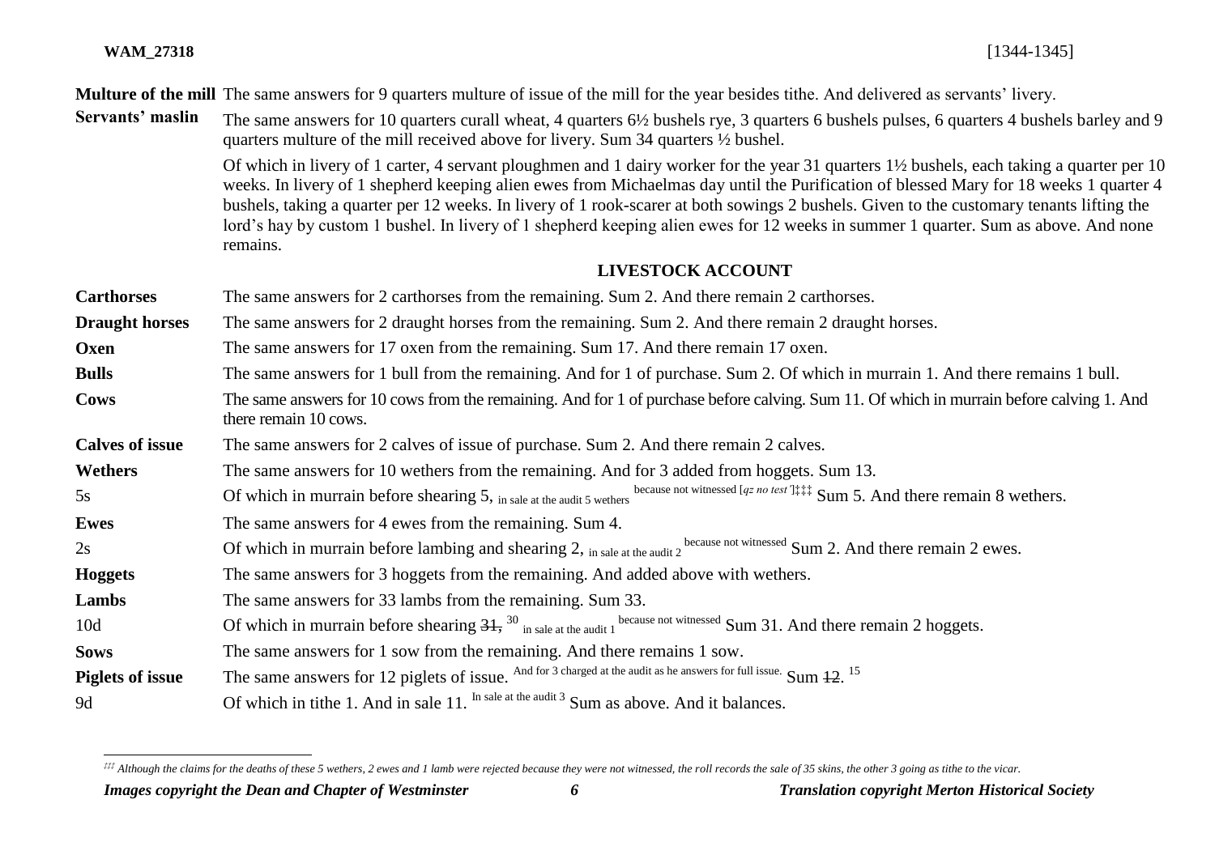| | |
|---|---|
| **Multure of the mill** | The same answers for 9 quarters multure of issue of the mill for the year besides tithe. And delivered as servants' livery. |
| **Servants' maslin** | The same answers for 10 quarters curall wheat, 4 quarters 6½ bushels rye, 3 quarters 6 bushels pulses, 6 quarters 4 bushels barley and 9 quarters multure of the mill received above for livery. Sum 34 quarters ½ bushel. |
| | Of which in livery of 1 carter, 4 servant ploughmen and 1 dairy worker for the year 31 quarters 1½ bushels, each taking a quarter per 10 weeks. In livery of 1 shepherd keeping alien ewes from Michaelmas day until the Purification of blessed Mary for 18 weeks 1 quarter 4 bushels, taking a quarter per 12 weeks. In livery of 1 rook-scarer at both sowings 2 bushels. Given to the customary tenants lifting the lord's hay by custom 1 bushel. In livery of 1 shepherd keeping alien ewes for 12 weeks in summer 1 quarter. Sum as above. And none remains. |

## LIVESTOCK ACCOUNT

| | |
|---|---|
| **Carthorses** | The same answers for 2 carthorses from the remaining. Sum 2. And there remain 2 carthorses. |
| **Draught horses** | The same answers for 2 draught horses from the remaining. Sum 2. And there remain 2 draught horses. |
| **Oxen** | The same answers for 17 oxen from the remaining. Sum 17. And there remain 17 oxen. |
| **Bulls** | The same answers for 1 bull from the remaining. And for 1 of purchase. Sum 2. Of which in murrain 1. And there remains 1 bull. |
| **Cows** | The same answers for 10 cows from the remaining. And for 1 of purchase before calving. Sum 11. Of which in murrain before calving 1. And there remain 10 cows. |
| **Calves of issue** | The same answers for 2 calves of issue of purchase. Sum 2. And there remain 2 calves. |
| **Wethers** | The same answers for 10 wethers from the remaining. And for 3 added from hoggets. Sum 13. |
| 5s | Of which in murrain before shearing 5, in sale at the audit 5 wethers because not witnessed [*qz no test'*][‡‡‡] Sum 5. And there remain 8 wethers. |
| **Ewes** | The same answers for 4 ewes from the remaining. Sum 4. |
| 2s | Of which in murrain before lambing and shearing 2, in sale at the audit 2 because not witnessed Sum 2. And there remain 2 ewes. |
| **Hoggets** | The same answers for 3 hoggets from the remaining. And added above with wethers. |
| **Lambs** | The same answers for 33 lambs from the remaining. Sum 33. |
| 10d | Of which in murrain before shearing ~~31,~~ 30 in sale at the audit 1 because not witnessed Sum 31. And there remain 2 hoggets. |
| **Sows** | The same answers for 1 sow from the remaining. And there remains 1 sow. |
| **Piglets of issue** | The same answers for 12 piglets of issue. And for 3 charged at the audit as he answers for full issue. Sum ~~12~~. 15 |
| 9d | Of which in tithe 1. And in sale 11. In sale at the audit 3 Sum as above. And it balances. |

[‡‡‡] *Although the claims for the deaths of these 5 wethers, 2 ewes and 1 lamb were rejected because they were not witnessed, the roll records the sale of 35 skins, the other 3 going as tithe to the vicar.*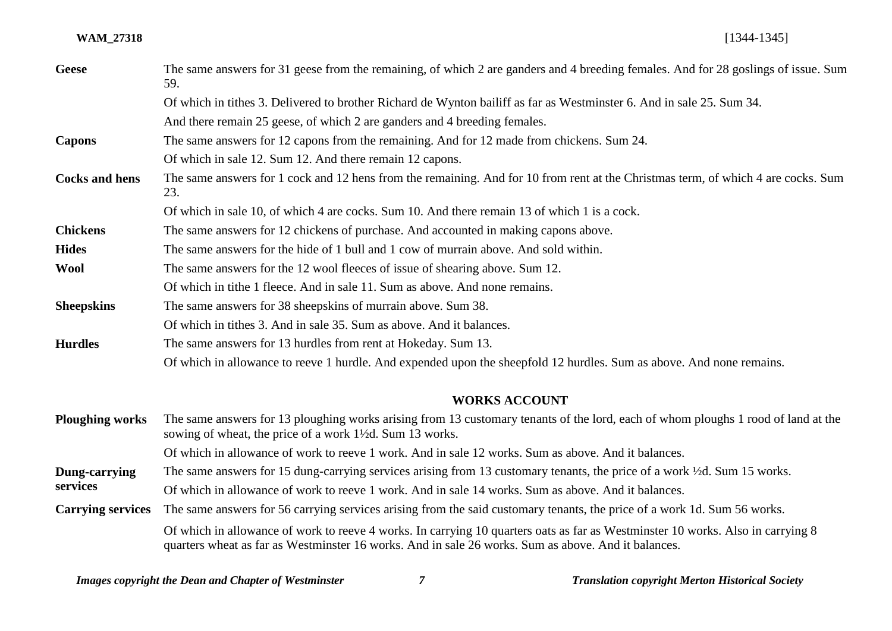**Geese** The same answers for 31 geese from the remaining, of which 2 are ganders and 4 breeding females. And for 28 goslings of issue. Sum 59.

Of which in tithes 3. Delivered to brother Richard de Wynton bailiff as far as Westminster 6. And in sale 25. Sum 34.

And there remain 25 geese, of which 2 are ganders and 4 breeding females.

**Capons** The same answers for 12 capons from the remaining. And for 12 made from chickens. Sum 24.

Of which in sale 12. Sum 12. And there remain 12 capons.

**Cocks and hens** The same answers for 1 cock and 12 hens from the remaining. And for 10 from rent at the Christmas term, of which 4 are cocks. Sum 23.

Of which in sale 10, of which 4 are cocks. Sum 10. And there remain 13 of which 1 is a cock.

**Chickens** The same answers for 12 chickens of purchase. And accounted in making capons above.

**Hides** The same answers for the hide of 1 bull and 1 cow of murrain above. And sold within.

**Wool** The same answers for the 12 wool fleeces of issue of shearing above. Sum 12.

Of which in tithe 1 fleece. And in sale 11. Sum as above. And none remains.

**Sheepskins** The same answers for 38 sheepskins of murrain above. Sum 38.

Of which in tithes 3. And in sale 35. Sum as above. And it balances.

**Hurdles** The same answers for 13 hurdles from rent at Hokeday. Sum 13.

Of which in allowance to reeve 1 hurdle. And expended upon the sheepfold 12 hurdles. Sum as above. And none remains.

## WORKS ACCOUNT

**Ploughing works** The same answers for 13 ploughing works arising from 13 customary tenants of the lord, each of whom ploughs 1 rood of land at the sowing of wheat, the price of a work 1½d. Sum 13 works.

Of which in allowance of work to reeve 1 work. And in sale 12 works. Sum as above. And it balances.

**Dung-carrying services** The same answers for 15 dung-carrying services arising from 13 customary tenants, the price of a work ½d. Sum 15 works.

Of which in allowance of work to reeve 1 work. And in sale 14 works. Sum as above. And it balances.

**Carrying services** The same answers for 56 carrying services arising from the said customary tenants, the price of a work 1d. Sum 56 works.

Of which in allowance of work to reeve 4 works. In carrying 10 quarters oats as far as Westminster 10 works. Also in carrying 8 quarters wheat as far as Westminster 16 works. And in sale 26 works. Sum as above. And it balances.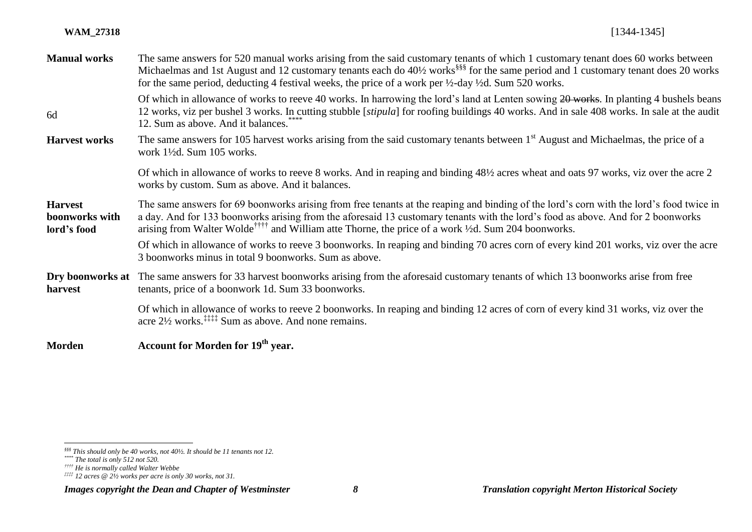| | |
|---|---|
| **Manual works** | The same answers for 520 manual works arising from the said customary tenants of which 1 customary tenant does 60 works between Michaelmas and 1st August and 12 customary tenants each do 40½ works[§§§] for the same period and 1 customary tenant does 20 works for the same period, deducting 4 festival weeks, the price of a work per ½-day ½d. Sum 520 works. |
| 6d | Of which in allowance of works to reeve 40 works. In harrowing the lord's land at Lenten sowing ~~20 works~~. In planting 4 bushels beans 12 works, viz per bushel 3 works. In cutting stubble [*stipula*] for roofing buildings 40 works. And in sale 408 works. In sale at the audit 12. Sum as above. And it balances.[****] |
| **Harvest works** | The same answers for 105 harvest works arising from the said customary tenants between 1st August and Michaelmas, the price of a work 1½d. Sum 105 works. |
| | Of which in allowance of works to reeve 8 works. And in reaping and binding 48½ acres wheat and oats 97 works, viz over the acre 2 works by custom. Sum as above. And it balances. |
| **Harvest boonworks with lord's food** | The same answers for 69 boonworks arising from free tenants at the reaping and binding of the lord's corn with the lord's food twice in a day. And for 133 boonworks arising from the aforesaid 13 customary tenants with the lord's food as above. And for 2 boonworks arising from Walter Wolde[††††] and William atte Thorne, the price of a work ½d. Sum 204 boonworks. |
| | Of which in allowance of works to reeve 3 boonworks. In reaping and binding 70 acres corn of every kind 201 works, viz over the acre 3 boonworks minus in total 9 boonworks. Sum as above. |
| **Dry boonworks at harvest** | The same answers for 33 harvest boonworks arising from the aforesaid customary tenants of which 13 boonworks arise from free tenants, price of a boonwork 1d. Sum 33 boonworks. |
| | Of which in allowance of works to reeve 2 boonworks. In reaping and binding 12 acres of corn of every kind 31 works, viz over the acre 2½ works.[‡‡‡‡] Sum as above. And none remains. |
| **Morden** | **Account for Morden for 19th year.** |

---

[§§§] *This should only be 40 works, not 40½. It should be 11 tenants not 12.*

[****] *The total is only 512 not 520.*

[††††] *He is normally called Walter Webbe*

[‡‡‡‡] *12 acres @ 2½ works per acre is only 30 works, not 31.*